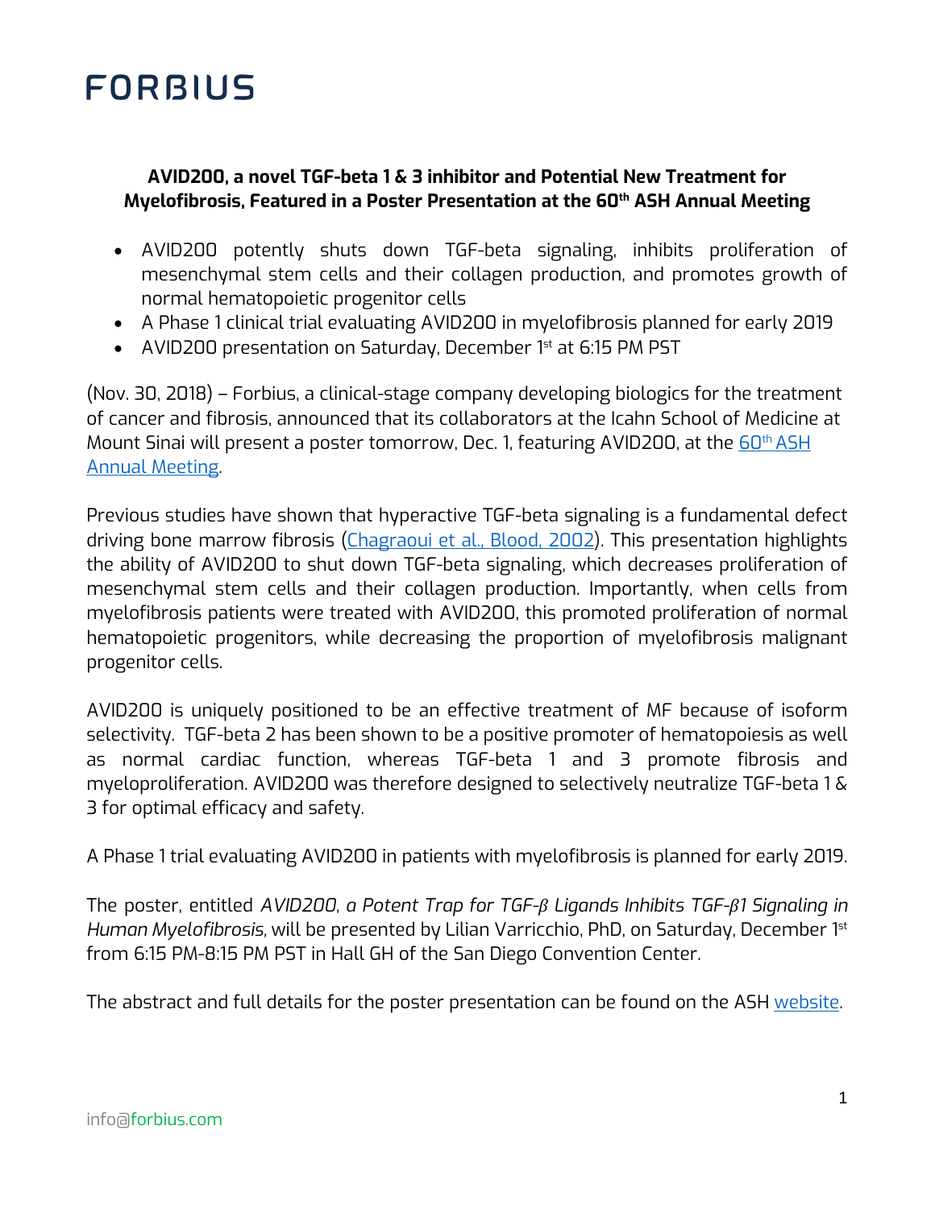FORBIUS

**AVID200, a novel TGF-beta 1 & 3 inhibitor and Potential New Treatment for Myelofibrosis, Featured in a Poster Presentation at the 60th ASH Annual Meeting**

- AVID200 potently shuts down TGF-beta signaling, inhibits proliferation of mesenchymal stem cells and their collagen production, and promotes growth of normal hematopoietic progenitor cells
- A Phase 1 clinical trial evaluating AVID200 in myelofibrosis planned for early 2019
- AVID200 presentation on Saturday, December 1st at 6:15 PM PST

(Nov. 30, 2018) – Forbius, a clinical-stage company developing biologics for the treatment of cancer and fibrosis, announced that its collaborators at the Icahn School of Medicine at Mount Sinai will present a poster tomorrow, Dec. 1, featuring AVID200, at the 60th ASH Annual Meeting.

Previous studies have shown that hyperactive TGF-beta signaling is a fundamental defect driving bone marrow fibrosis (Chagraoui et al., Blood, 2002). This presentation highlights the ability of AVID200 to shut down TGF-beta signaling, which decreases proliferation of mesenchymal stem cells and their collagen production. Importantly, when cells from myelofibrosis patients were treated with AVID200, this promoted proliferation of normal hematopoietic progenitors, while decreasing the proportion of myelofibrosis malignant progenitor cells.

AVID200 is uniquely positioned to be an effective treatment of MF because of isoform selectivity. TGF-beta 2 has been shown to be a positive promoter of hematopoiesis as well as normal cardiac function, whereas TGF-beta 1 and 3 promote fibrosis and myeloproliferation. AVID200 was therefore designed to selectively neutralize TGF-beta 1 & 3 for optimal efficacy and safety.

A Phase 1 trial evaluating AVID200 in patients with myelofibrosis is planned for early 2019.

The poster, entitled *AVID200, a Potent Trap for TGF-β Ligands Inhibits TGF-β1 Signaling in Human Myelofibrosis,* will be presented by Lilian Varricchio, PhD, on Saturday, December 1st from 6:15 PM-8:15 PM PST in Hall GH of the San Diego Convention Center.

The abstract and full details for the poster presentation can be found on the ASH website.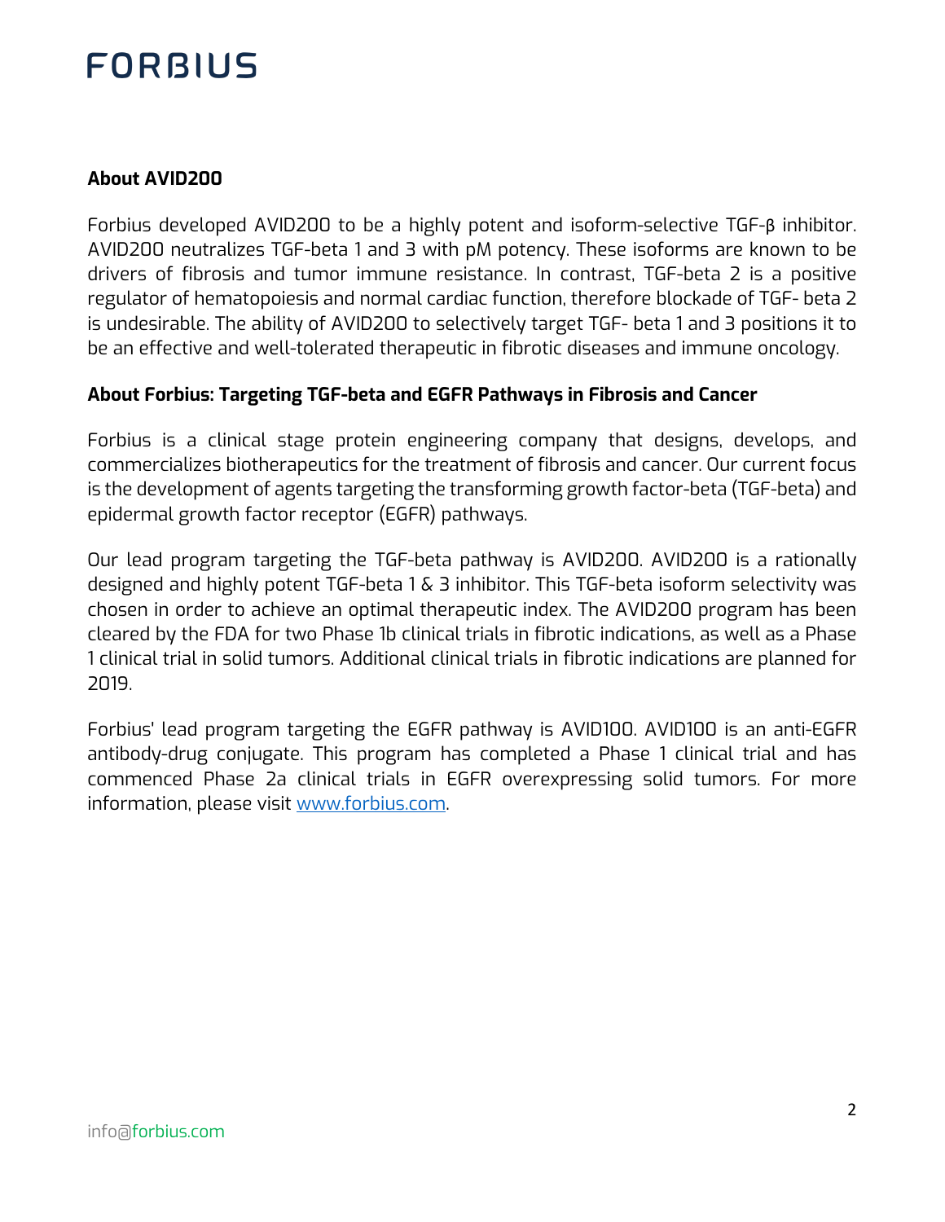**About AVID200**

Forbius developed AVID200 to be a highly potent and isoform-selective TGF-β inhibitor. AVID200 neutralizes TGF-beta 1 and 3 with pM potency. These isoforms are known to be drivers of fibrosis and tumor immune resistance. In contrast, TGF-beta 2 is a positive regulator of hematopoiesis and normal cardiac function, therefore blockade of TGF- beta 2 is undesirable. The ability of AVID200 to selectively target TGF- beta 1 and 3 positions it to be an effective and well-tolerated therapeutic in fibrotic diseases and immune oncology.

**About Forbius: Targeting TGF-beta and EGFR Pathways in Fibrosis and Cancer**

Forbius is a clinical stage protein engineering company that designs, develops, and commercializes biotherapeutics for the treatment of fibrosis and cancer. Our current focus is the development of agents targeting the transforming growth factor-beta (TGF-beta) and epidermal growth factor receptor (EGFR) pathways.

Our lead program targeting the TGF-beta pathway is AVID200. AVID200 is a rationally designed and highly potent TGF-beta 1 & 3 inhibitor. This TGF-beta isoform selectivity was chosen in order to achieve an optimal therapeutic index. The AVID200 program has been cleared by the FDA for two Phase 1b clinical trials in fibrotic indications, as well as a Phase 1 clinical trial in solid tumors. Additional clinical trials in fibrotic indications are planned for 2019.

Forbius' lead program targeting the EGFR pathway is AVID100. AVID100 is an anti-EGFR antibody-drug conjugate. This program has completed a Phase 1 clinical trial and has commenced Phase 2a clinical trials in EGFR overexpressing solid tumors. For more information, please visit [www.forbius.com](http://www.forbius.com).